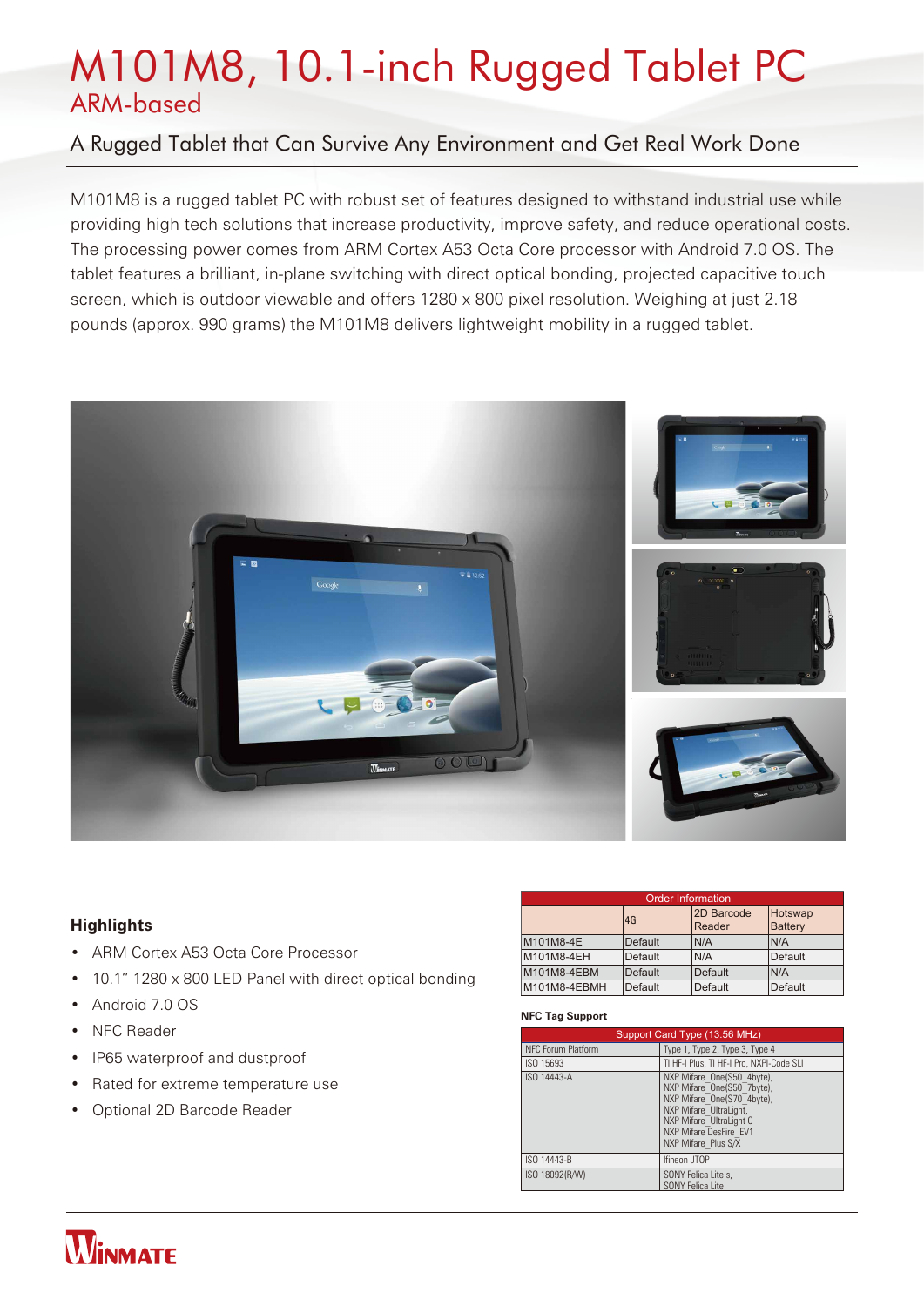# M101M8, 10.1-inch Rugged Tablet PC

## ARM-based

### A Rugged Tablet that Can Survive Any Environment and Get Real Work Done

M101M8 is a rugged tablet PC with robust set of features designed to withstand industrial use while providing high tech solutions that increase productivity, improve safety, and reduce operational costs. The processing power comes from ARM Cortex A53 Octa Core processor with Android 7.0 OS. The tablet features a brilliant, in-plane switching with direct optical bonding, projected capacitive touch screen, which is outdoor viewable and offers 1280 x 800 pixel resolution. Weighing at just 2.18 pounds (approx. 990 grams) the M101M8 delivers lightweight mobility in a rugged tablet.

### Highlights

- ARM Cortex A53 Octa Core Processor
- 10.1" 1280 x 800 LED Panel with direct optical bonding
- Android 7.0 OS
- NFC Reader
- IP65 waterproof and dustproof
- Rated for extreme temperature use
- Optional 2D Barcode Reader

| Order Information | | | |
|---|---|---|---|
| | 4G | 2D Barcode Reader | Hotswap Battery |
| M101M8-4E | Default | N/A | N/A |
| M101M8-4EH | Default | N/A | Default |
| M101M8-4EBM | Default | Default | N/A |
| M101M8-4EBMH | Default | Default | Default |

**NFC Tag Support**

| Support Card Type (13.56 MHz) | |
|---|---|
| NFC Forum Platform | Type 1, Type 2, Type 3, Type 4 |
| ISO 15693 | TI HF-I Plus, TI HF-I Pro, NXPI-Code SLI |
| ISO 14443-A | NXP Mifare_One(S50_4byte), NXP Mifare_One(S50_7byte), NXP Mifare_One(S70_4byte), NXP Mifare_UltraLight, NXP Mifare_UltraLight C NXP Mifare DesFire_EV1 NXP Mifare_Plus S/X |
| ISO 14443-B | Ifineon JTOP |
| ISO 18092(R/W) | SONY Felica Lite s, SONY Felica Lite |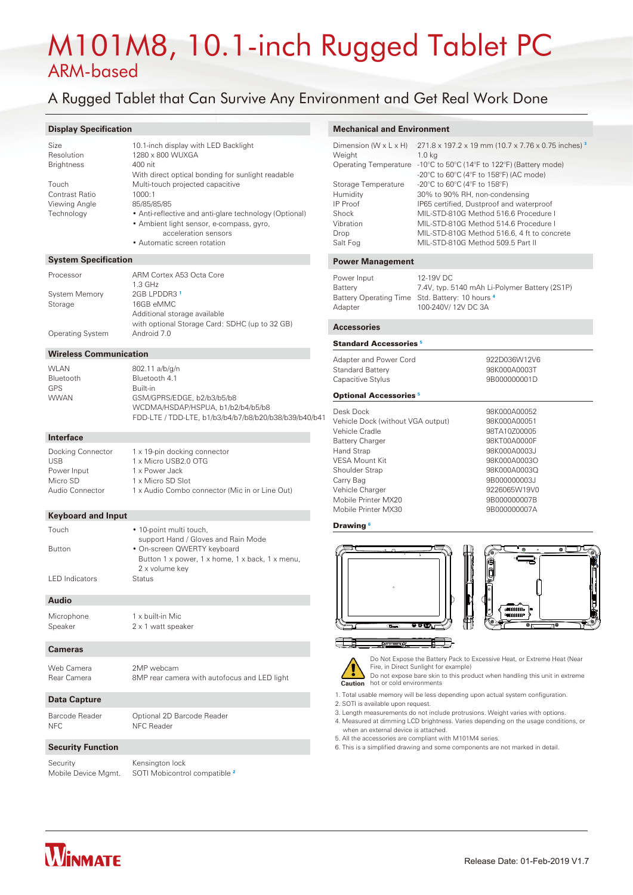# M101M8, 10.1-inch Rugged Tablet PC

## ARM-based

### A Rugged Tablet that Can Survive Any Environment and Get Real Work Done

#### Display Specification

| | |
|---|---|
| Size | 10.1-inch display with LED Backlight |
| Resolution | 1280 x 800 WUXGA |
| Brightness | 400 nit<br>With direct optical bonding for sunlight readable |
| Touch | Multi-touch projected capacitive |
| Contrast Ratio | 1000:1 |
| Viewing Angle | 85/85/85/85 |
| Technology | • Anti-reflective and anti-glare technology (Optional)<br>• Ambient light sensor, e-compass, gyro, acceleration sensors<br>• Automatic screen rotation |

#### System Specification

| | |
|---|---|
| Processor | ARM Cortex A53 Octa Core<br>1.3 GHz |
| System Memory | 2GB LPDDR3 [1] |
| Storage | 16GB eMMC<br>Additional storage available<br>with optional Storage Card: SDHC (up to 32 GB) |
| Operating System | Android 7.0 |

#### Wireless Communication

| | |
|---|---|
| WLAN | 802.11 a/b/g/n |
| Bluetooth | Bluetooth 4.1 |
| GPS | Built-in |
| WWAN | GSM/GPRS/EDGE, b2/b3/b5/b8<br>WCDMA/HSDAP/HSPUA, b1/b2/b4/b5/b8<br>FDD-LTE / TDD-LTE, b1/b3/b4/b7/b8/b20/b38/b39/b40/b41 |

#### Interface

| | |
|---|---|
| Docking Connector | 1 x 19-pin docking connector |
| USB | 1 x Micro USB2.0 OTG |
| Power Input | 1 x Power Jack |
| Micro SD | 1 x Micro SD Slot |
| Audio Connector | 1 x Audio Combo connector (Mic in or Line Out) |

#### Keyboard and Input

| | |
|---|---|
| Touch | • 10-point multi touch,<br>support Hand / Gloves and Rain Mode |
| Button | • On-screen QWERTY keyboard<br>Button 1 x power, 1 x home, 1 x back, 1 x menu,<br>2 x volume key |
| LED Indicators | Status |

#### Audio

| | |
|---|---|
| Microphone | 1 x built-in Mic |
| Speaker | 2 x 1 watt speaker |

#### Cameras

| | |
|---|---|
| Web Camera | 2MP webcam |
| Rear Camera | 8MP rear camera with autofocus and LED light |

#### Data Capture

| | |
|---|---|
| Barcode Reader | Optional 2D Barcode Reader |
| NFC | NFC Reader |

#### Security Function

| | |
|---|---|
| Security | Kensington lock |
| Mobile Device Mgmt. | SOTI Mobicontrol compatible [2] |

#### Mechanical and Environment

| | |
|---|---|
| Dimension (W x L x H) | 271.8 x 197.2 x 19 mm (10.7 x 7.76 x 0.75 inches) [3] |
| Weight | 1.0 kg |
| Operating Temperature | -10°C to 50°C (14°F to 122°F) (Battery mode)<br>-20°C to 60°C (4°F to 158°F) (AC mode) |
| Storage Temperature | -20°C to 60°C (4°F to 158°F) |
| Humidity | 30% to 90% RH, non-condensing |
| IP Proof | IP65 certified, Dustproof and waterproof |
| Shock | MIL-STD-810G Method 516.6 Procedure I |
| Vibration | MIL-STD-810G Method 514.6 Procedure I |
| Drop | MIL-STD-810G Method 516.6, 4 ft to concrete |
| Salt Fog | MIL-STD-810G Method 509.5 Part II |

#### Power Management

| | |
|---|---|
| Power Input | 12-19V DC |
| Battery | 7.4V, typ. 5140 mAh Li-Polymer Battery (2S1P) |
| Battery Operating Time | Std. Battery: 10 hours [4] |
| Adapter | 100-240V/ 12V DC 3A |

#### Accessories

**Standard Accessories [5]**

| | |
|---|---|
| Adapter and Power Cord | 922D036W12V6 |
| Standard Battery | 98K000A0003T |
| Capacitive Stylus | 9B000000001D |

**Optional Accessories [5]**

| | |
|---|---|
| Desk Dock | 98K000A00052 |
| Vehicle Dock (without VGA output) | 98K000A00051 |
| Vehicle Cradle | 98TA10Z00005 |
| Battery Charger | 98KT00A0000F |
| Hand Strap | 98K000A0003J |
| VESA Mount Kit | 98K000A0003O |
| Shoulder Strap | 98K000A0003Q |
| Carry Bag | 9B000000003J |
| Vehicle Charger | 9226065W19V0 |
| Mobile Printer MX20 | 9B000000007B |
| Mobile Printer MX30 | 9B000000007A |

**Drawing [6]**

Caution: Do Not Expose the Battery Pack to Excessive Heat, or Extreme Heat (Near Fire, in Direct Sunlight for example)
Do not expose bare skin to this product when handling this unit in extreme hot or cold environments

1. Total usable memory will be less depending upon actual system configuration.
2. SOTI is available upon request.
3. Length measurements do not include protrusions. Weight varies with options.
4. Measured at dimming LCD brightness. Varies depending on the usage conditions, or when an external device is attached.
5. All the accessories are compliant with M101M4 series.
6. This is a simplified drawing and some components are not marked in detail.

WINMATE

Release Date: 01-Feb-2019 V1.7